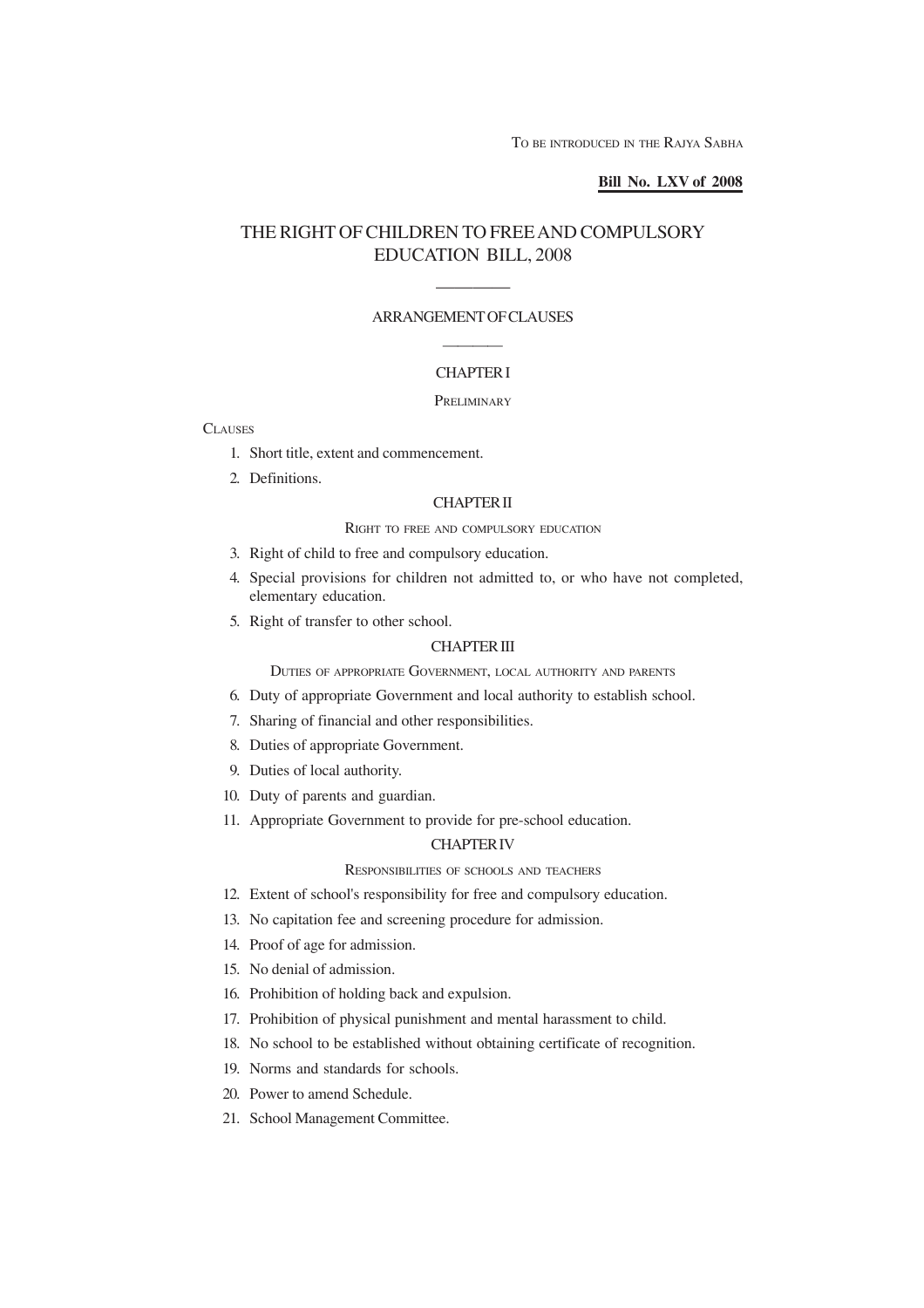TO BE INTRODUCED IN THE RAJYA SABHA

**Bill No. LXV of 2008**

# THE RIGHT OF CHILDREN TO FREE AND COMPULSORY EDUCATION BILL, 2008

## ARRANGEMENT OF CLAUSES

### CHAPTER I

PRELIMINARY

CLAUSES

1. Short title, extent and commencement.
2. Definitions.

### CHAPTER II

RIGHT TO FREE AND COMPULSORY EDUCATION

3. Right of child to free and compulsory education.
4. Special provisions for children not admitted to, or who have not completed, elementary education.
5. Right of transfer to other school.

### CHAPTER III

DUTIES OF APPROPRIATE GOVERNMENT, LOCAL AUTHORITY AND PARENTS

6. Duty of appropriate Government and local authority to establish school.
7. Sharing of financial and other responsibilities.
8. Duties of appropriate Government.
9. Duties of local authority.
10. Duty of parents and guardian.
11. Appropriate Government to provide for pre-school education.

### CHAPTER IV

RESPONSIBILITIES OF SCHOOLS AND TEACHERS

12. Extent of school's responsibility for free and compulsory education.
13. No capitation fee and screening procedure for admission.
14. Proof of age for admission.
15. No denial of admission.
16. Prohibition of holding back and expulsion.
17. Prohibition of physical punishment and mental harassment to child.
18. No school to be established without obtaining certificate of recognition.
19. Norms and standards for schools.
20. Power to amend Schedule.
21. School Management Committee.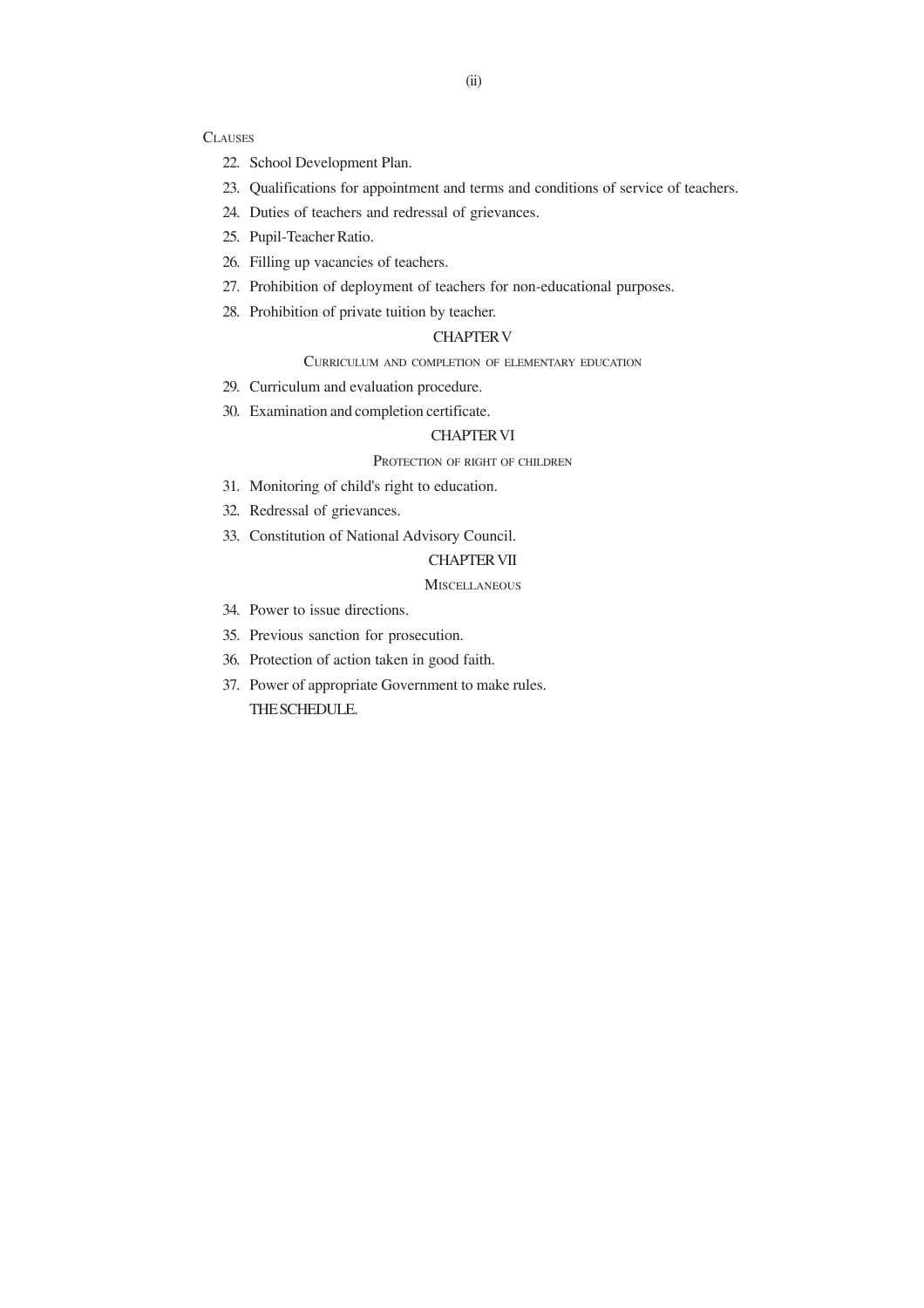CLAUSES

22. School Development Plan.
23. Qualifications for appointment and terms and conditions of service of teachers.
24. Duties of teachers and redressal of grievances.
25. Pupil-Teacher Ratio.
26. Filling up vacancies of teachers.
27. Prohibition of deployment of teachers for non-educational purposes.
28. Prohibition of private tuition by teacher.

## CHAPTER V

### CURRICULUM AND COMPLETION OF ELEMENTARY EDUCATION

29. Curriculum and evaluation procedure.
30. Examination and completion certificate.

## CHAPTER VI

### PROTECTION OF RIGHT OF CHILDREN

31. Monitoring of child's right to education.
32. Redressal of grievances.
33. Constitution of National Advisory Council.

## CHAPTER VII

### MISCELLANEOUS

34. Power to issue directions.
35. Previous sanction for prosecution.
36. Protection of action taken in good faith.
37. Power of appropriate Government to make rules.

THE SCHEDULE.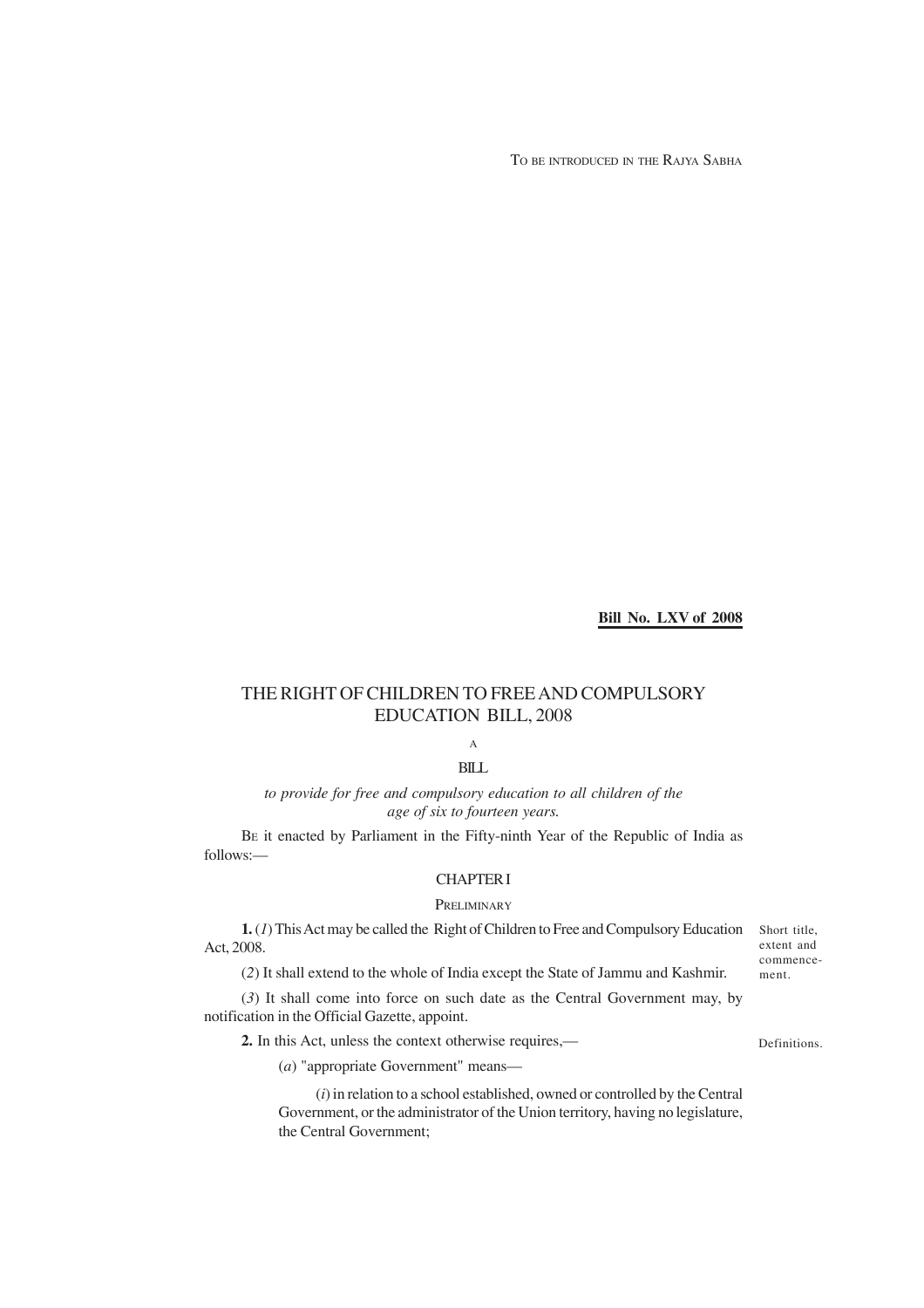TO BE INTRODUCED IN THE RAJYA SABHA

**Bill No. LXV of 2008**

# THE RIGHT OF CHILDREN TO FREE AND COMPULSORY EDUCATION BILL, 2008

A

BILL

*to provide for free and compulsory education to all children of the age of six to fourteen years.*

BE it enacted by Parliament in the Fifty-ninth Year of the Republic of India as follows:—

## CHAPTER I

### PRELIMINARY

Short title, extent and commencement.

**1.** (*1*) This Act may be called the Right of Children to Free and Compulsory Education Act, 2008.

(*2*) It shall extend to the whole of India except the State of Jammu and Kashmir.

(*3*) It shall come into force on such date as the Central Government may, by notification in the Official Gazette, appoint.

Definitions.

**2.** In this Act, unless the context otherwise requires,—

(*a*) "appropriate Government" means—

(*i*) in relation to a school established, owned or controlled by the Central Government, or the administrator of the Union territory, having no legislature, the Central Government;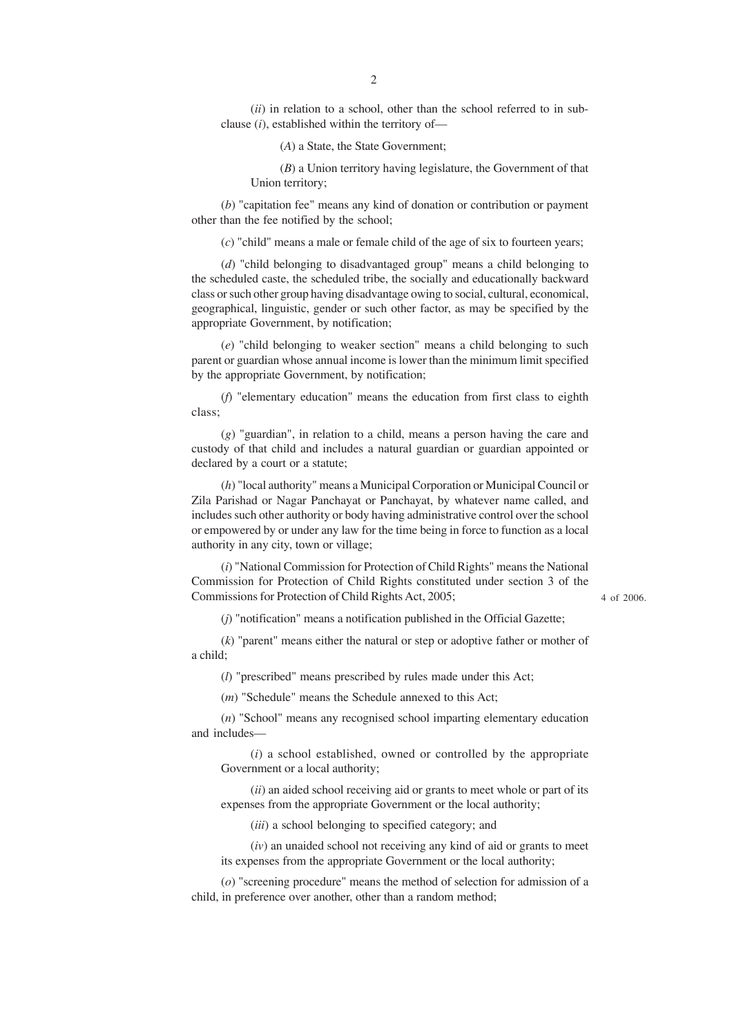(*ii*) in relation to a school, other than the school referred to in sub-clause (*i*), established within the territory of—

(*A*) a State, the State Government;

(*B*) a Union territory having legislature, the Government of that Union territory;

(*b*) "capitation fee" means any kind of donation or contribution or payment other than the fee notified by the school;

(*c*) "child" means a male or female child of the age of six to fourteen years;

(*d*) "child belonging to disadvantaged group" means a child belonging to the scheduled caste, the scheduled tribe, the socially and educationally backward class or such other group having disadvantage owing to social, cultural, economical, geographical, linguistic, gender or such other factor, as may be specified by the appropriate Government, by notification;

(*e*) "child belonging to weaker section" means a child belonging to such parent or guardian whose annual income is lower than the minimum limit specified by the appropriate Government, by notification;

(*f*) "elementary education" means the education from first class to eighth class;

(*g*) "guardian", in relation to a child, means a person having the care and custody of that child and includes a natural guardian or guardian appointed or declared by a court or a statute;

(*h*) "local authority" means a Municipal Corporation or Municipal Council or Zila Parishad or Nagar Panchayat or Panchayat, by whatever name called, and includes such other authority or body having administrative control over the school or empowered by or under any law for the time being in force to function as a local authority in any city, town or village;

(*i*) "National Commission for Protection of Child Rights" means the National Commission for Protection of Child Rights constituted under section 3 of the Commissions for Protection of Child Rights Act, 2005; 4 of 2006.

(*j*) "notification" means a notification published in the Official Gazette;

(*k*) "parent" means either the natural or step or adoptive father or mother of a child;

(*l*) "prescribed" means prescribed by rules made under this Act;

(*m*) "Schedule" means the Schedule annexed to this Act;

(*n*) "School" means any recognised school imparting elementary education and includes—

(*i*) a school established, owned or controlled by the appropriate Government or a local authority;

(*ii*) an aided school receiving aid or grants to meet whole or part of its expenses from the appropriate Government or the local authority;

(*iii*) a school belonging to specified category; and

(*iv*) an unaided school not receiving any kind of aid or grants to meet its expenses from the appropriate Government or the local authority;

(*o*) "screening procedure" means the method of selection for admission of a child, in preference over another, other than a random method;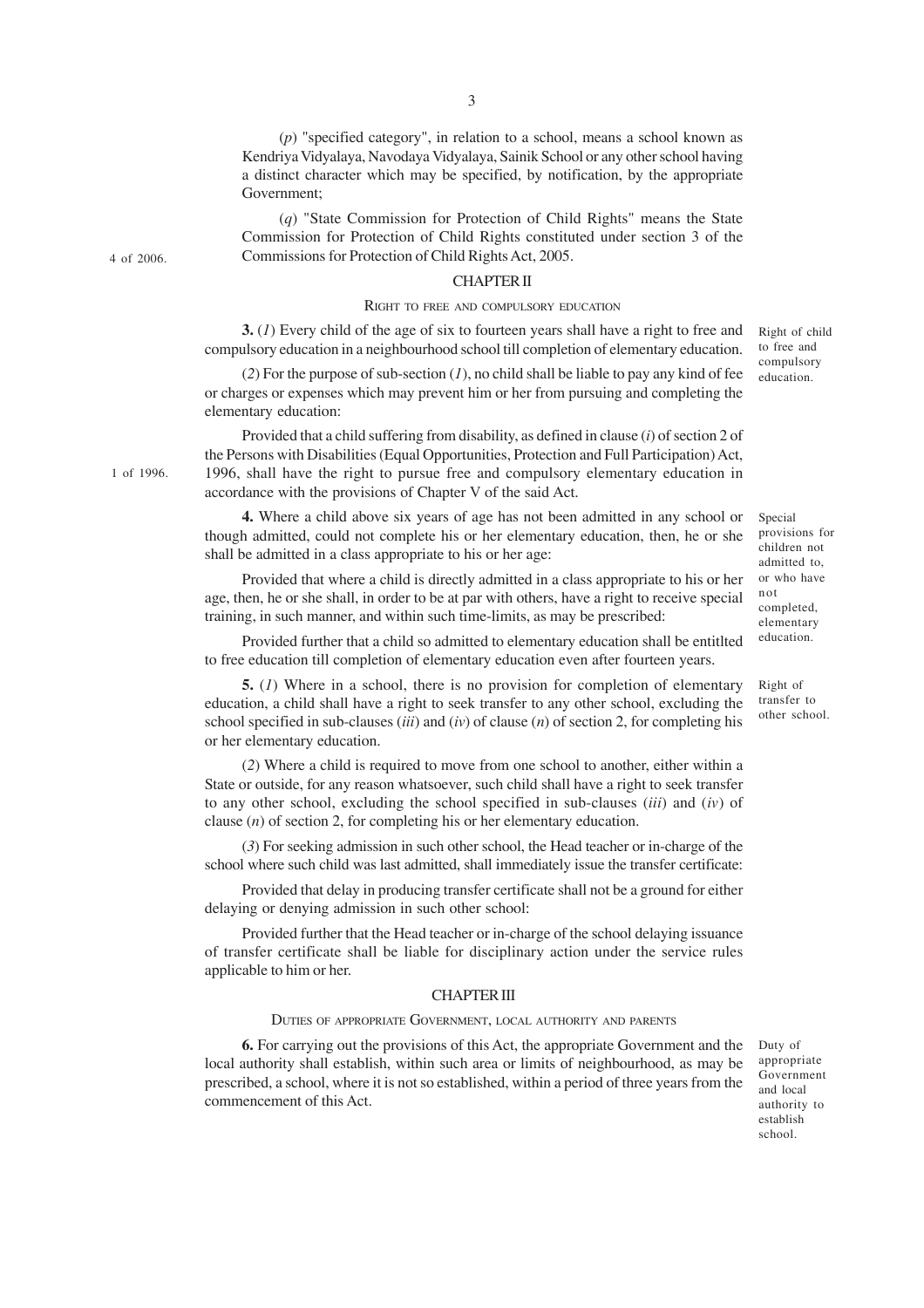(*p*) "specified category", in relation to a school, means a school known as Kendriya Vidyalaya, Navodaya Vidyalaya, Sainik School or any other school having a distinct character which may be specified, by notification, by the appropriate Government;

(*q*) "State Commission for Protection of Child Rights" means the State Commission for Protection of Child Rights constituted under section 3 of the Commissions for Protection of Child Rights Act, 2005.

4 of 2006.

## CHAPTER II

### RIGHT TO FREE AND COMPULSORY EDUCATION

Right of child to free and compulsory education.

**3.** (*1*) Every child of the age of six to fourteen years shall have a right to free and compulsory education in a neighbourhood school till completion of elementary education.

(*2*) For the purpose of sub-section (*1*), no child shall be liable to pay any kind of fee or charges or expenses which may prevent him or her from pursuing and completing the elementary education:

Provided that a child suffering from disability, as defined in clause (*i*) of section 2 of the Persons with Disabilities (Equal Opportunities, Protection and Full Participation) Act, 1996, shall have the right to pursue free and compulsory elementary education in accordance with the provisions of Chapter V of the said Act.

1 of 1996.

Special provisions for children not admitted to, or who have not completed, elementary education.

**4.** Where a child above six years of age has not been admitted in any school or though admitted, could not complete his or her elementary education, then, he or she shall be admitted in a class appropriate to his or her age:

Provided that where a child is directly admitted in a class appropriate to his or her age, then, he or she shall, in order to be at par with others, have a right to receive special training, in such manner, and within such time-limits, as may be prescribed:

Provided further that a child so admitted to elementary education shall be entitlted to free education till completion of elementary education even after fourteen years.

Right of transfer to other school.

**5.** (*1*) Where in a school, there is no provision for completion of elementary education, a child shall have a right to seek transfer to any other school, excluding the school specified in sub-clauses (*iii*) and (*iv*) of clause (*n*) of section 2, for completing his or her elementary education.

(*2*) Where a child is required to move from one school to another, either within a State or outside, for any reason whatsoever, such child shall have a right to seek transfer to any other school, excluding the school specified in sub-clauses (*iii*) and (*iv*) of clause (*n*) of section 2, for completing his or her elementary education.

(*3*) For seeking admission in such other school, the Head teacher or in-charge of the school where such child was last admitted, shall immediately issue the transfer certificate:

Provided that delay in producing transfer certificate shall not be a ground for either delaying or denying admission in such other school:

Provided further that the Head teacher or in-charge of the school delaying issuance of transfer certificate shall be liable for disciplinary action under the service rules applicable to him or her.

## CHAPTER III

### DUTIES OF APPROPRIATE GOVERNMENT, LOCAL AUTHORITY AND PARENTS

Duty of appropriate Government and local authority to establish school.

**6.** For carrying out the provisions of this Act, the appropriate Government and the local authority shall establish, within such area or limits of neighbourhood, as may be prescribed, a school, where it is not so established, within a period of three years from the commencement of this Act.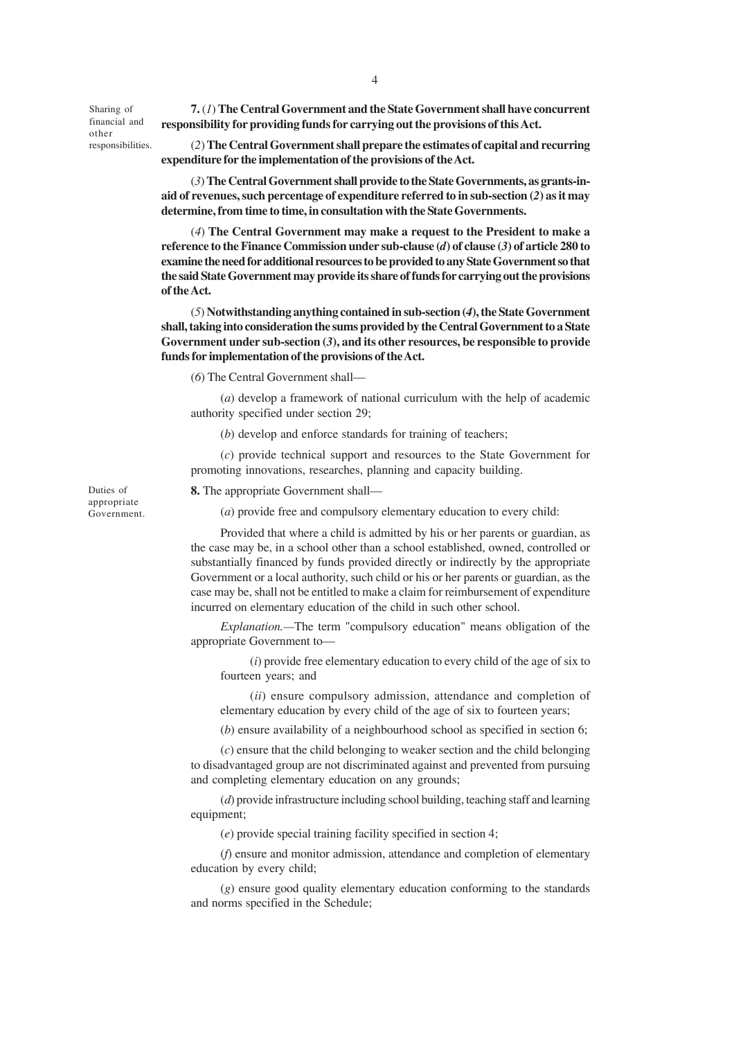Sharing of financial and other responsibilities.

**7.** (*1*) **The Central Government and the State Government shall have concurrent responsibility for providing funds for carrying out the provisions of this Act.**

(*2*) **The Central Government shall prepare the estimates of capital and recurring expenditure for the implementation of the provisions of the Act.**

(*3*) **The Central Government shall provide to the State Governments, as grants-in-aid of revenues, such percentage of expenditure referred to in sub-section (*2*) as it may determine, from time to time, in consultation with the State Governments.**

(*4*) **The Central Government may make a request to the President to make a reference to the Finance Commission under sub-clause (*d*) of clause (*3*) of article 280 to examine the need for additional resources to be provided to any State Government so that the said State Government may provide its share of funds for carrying out the provisions of the Act.**

(*5*) **Notwithstanding anything contained in sub-section (*4*), the State Government shall, taking into consideration the sums provided by the Central Government to a State Government under sub-section (*3*), and its other resources, be responsible to provide funds for implementation of the provisions of the Act.**

(*6*) The Central Government shall—

(*a*) develop a framework of national curriculum with the help of academic authority specified under section 29;

(*b*) develop and enforce standards for training of teachers;

(*c*) provide technical support and resources to the State Government for promoting innovations, researches, planning and capacity building.

Duties of appropriate Government.

**8.** The appropriate Government shall—

(*a*) provide free and compulsory elementary education to every child:

Provided that where a child is admitted by his or her parents or guardian, as the case may be, in a school other than a school established, owned, controlled or substantially financed by funds provided directly or indirectly by the appropriate Government or a local authority, such child or his or her parents or guardian, as the case may be, shall not be entitled to make a claim for reimbursement of expenditure incurred on elementary education of the child in such other school.

*Explanation.*—The term "compulsory education" means obligation of the appropriate Government to—

(*i*) provide free elementary education to every child of the age of six to fourteen years; and

(*ii*) ensure compulsory admission, attendance and completion of elementary education by every child of the age of six to fourteen years;

(*b*) ensure availability of a neighbourhood school as specified in section 6;

(*c*) ensure that the child belonging to weaker section and the child belonging to disadvantaged group are not discriminated against and prevented from pursuing and completing elementary education on any grounds;

(*d*) provide infrastructure including school building, teaching staff and learning equipment;

(*e*) provide special training facility specified in section 4;

(*f*) ensure and monitor admission, attendance and completion of elementary education by every child;

(*g*) ensure good quality elementary education conforming to the standards and norms specified in the Schedule;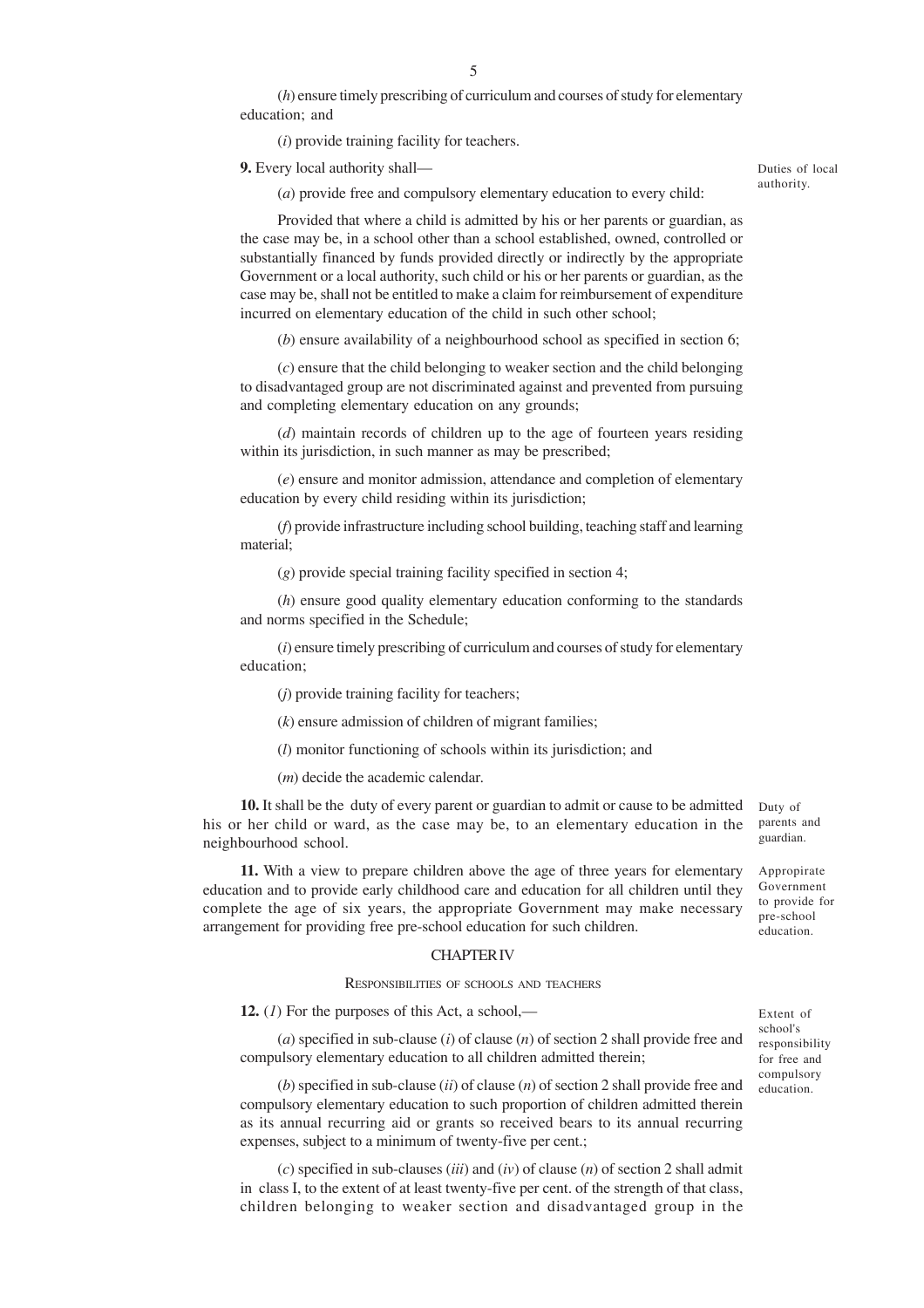(*h*) ensure timely prescribing of curriculum and courses of study for elementary education; and

(*i*) provide training facility for teachers.

**9.** Every local authority shall—

*Duties of local authority.*

(*a*) provide free and compulsory elementary education to every child:

Provided that where a child is admitted by his or her parents or guardian, as the case may be, in a school other than a school established, owned, controlled or substantially financed by funds provided directly or indirectly by the appropriate Government or a local authority, such child or his or her parents or guardian, as the case may be, shall not be entitled to make a claim for reimbursement of expenditure incurred on elementary education of the child in such other school;

(*b*) ensure availability of a neighbourhood school as specified in section 6;

(*c*) ensure that the child belonging to weaker section and the child belonging to disadvantaged group are not discriminated against and prevented from pursuing and completing elementary education on any grounds;

(*d*) maintain records of children up to the age of fourteen years residing within its jurisdiction, in such manner as may be prescribed;

(*e*) ensure and monitor admission, attendance and completion of elementary education by every child residing within its jurisdiction;

(*f*) provide infrastructure including school building, teaching staff and learning material;

(*g*) provide special training facility specified in section 4;

(*h*) ensure good quality elementary education conforming to the standards and norms specified in the Schedule;

(*i*) ensure timely prescribing of curriculum and courses of study for elementary education;

(*j*) provide training facility for teachers;

(*k*) ensure admission of children of migrant families;

(*l*) monitor functioning of schools within its jurisdiction; and

(*m*) decide the academic calendar.

*Duty of parents and guardian.*

**10.** It shall be the duty of every parent or guardian to admit or cause to be admitted his or her child or ward, as the case may be, to an elementary education in the neighbourhood school.

*Appropriate Government to provide for pre-school education.*

**11.** With a view to prepare children above the age of three years for elementary education and to provide early childhood care and education for all children until they complete the age of six years, the appropriate Government may make necessary arrangement for providing free pre-school education for such children.

## CHAPTER IV

### RESPONSIBILITIES OF SCHOOLS AND TEACHERS

*Extent of school's responsibility for free and compulsory education.*

**12.** (*1*) For the purposes of this Act, a school,—

(*a*) specified in sub-clause (*i*) of clause (*n*) of section 2 shall provide free and compulsory elementary education to all children admitted therein;

(*b*) specified in sub-clause (*ii*) of clause (*n*) of section 2 shall provide free and compulsory elementary education to such proportion of children admitted therein as its annual recurring aid or grants so received bears to its annual recurring expenses, subject to a minimum of twenty-five per cent.;

(*c*) specified in sub-clauses (*iii*) and (*iv*) of clause (*n*) of section 2 shall admit in class I, to the extent of at least twenty-five per cent. of the strength of that class, children belonging to weaker section and disadvantaged group in the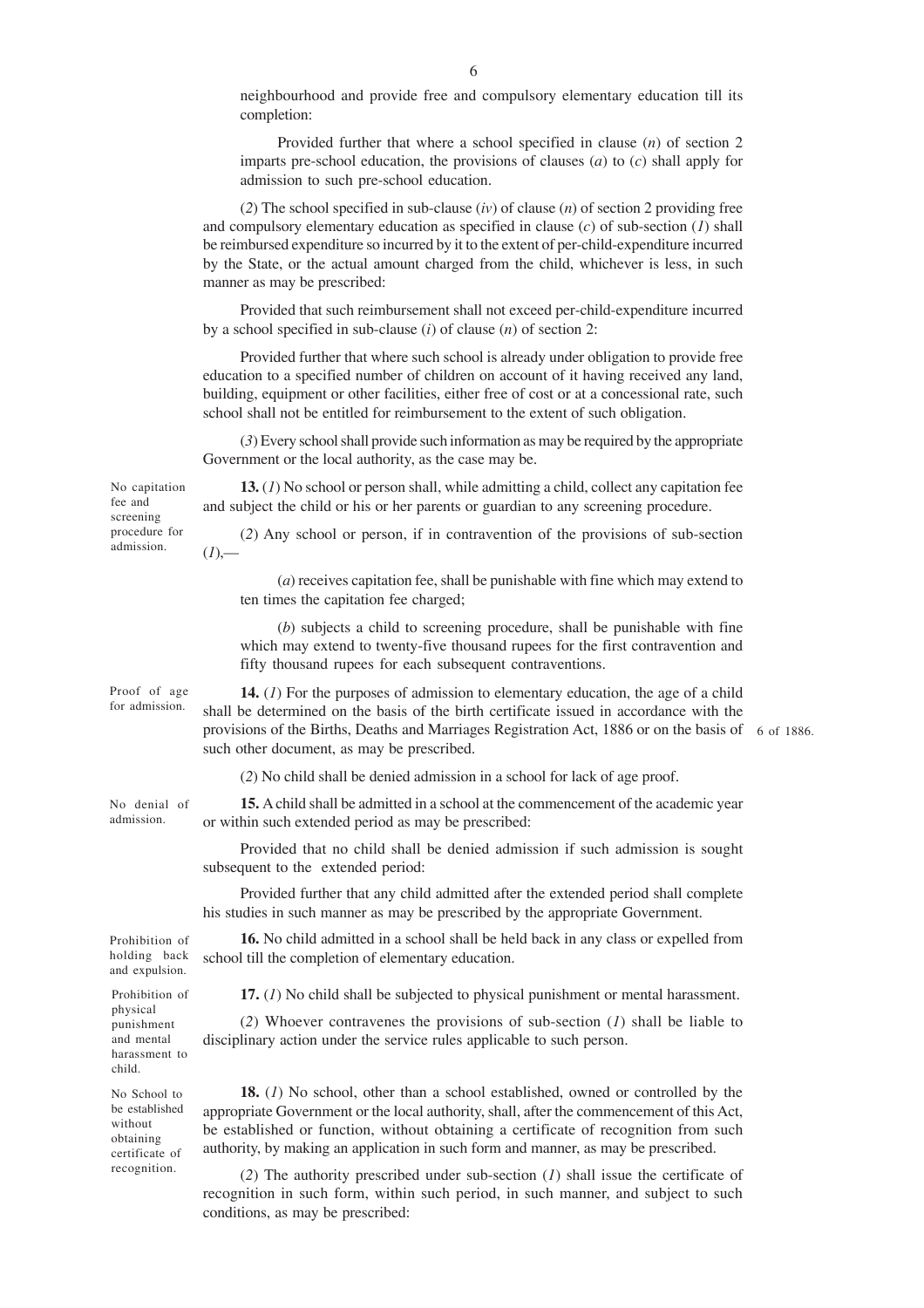neighbourhood and provide free and compulsory elementary education till its completion:

Provided further that where a school specified in clause (*n*) of section 2 imparts pre-school education, the provisions of clauses (*a*) to (*c*) shall apply for admission to such pre-school education.

(*2*) The school specified in sub-clause (*iv*) of clause (*n*) of section 2 providing free and compulsory elementary education as specified in clause (*c*) of sub-section (*1*) shall be reimbursed expenditure so incurred by it to the extent of per-child-expenditure incurred by the State, or the actual amount charged from the child, whichever is less, in such manner as may be prescribed:

Provided that such reimbursement shall not exceed per-child-expenditure incurred by a school specified in sub-clause (*i*) of clause (*n*) of section 2:

Provided further that where such school is already under obligation to provide free education to a specified number of children on account of it having received any land, building, equipment or other facilities, either free of cost or at a concessional rate, such school shall not be entitled for reimbursement to the extent of such obligation.

(*3*) Every school shall provide such information as may be required by the appropriate Government or the local authority, as the case may be.

No capitation fee and screening procedure for admission.

**13.** (*1*) No school or person shall, while admitting a child, collect any capitation fee and subject the child or his or her parents or guardian to any screening procedure.

(*2*) Any school or person, if in contravention of the provisions of sub-section (*1*),—

(*a*) receives capitation fee, shall be punishable with fine which may extend to ten times the capitation fee charged;

(*b*) subjects a child to screening procedure, shall be punishable with fine which may extend to twenty-five thousand rupees for the first contravention and fifty thousand rupees for each subsequent contraventions.

Proof of age for admission.

**14.** (*1*) For the purposes of admission to elementary education, the age of a child shall be determined on the basis of the birth certificate issued in accordance with the provisions of the Births, Deaths and Marriages Registration Act, 1886 or on the basis of such other document, as may be prescribed. (6 of 1886.)

(*2*) No child shall be denied admission in a school for lack of age proof.

No denial of admission.

**15.** A child shall be admitted in a school at the commencement of the academic year or within such extended period as may be prescribed:

Provided that no child shall be denied admission if such admission is sought subsequent to the extended period:

Provided further that any child admitted after the extended period shall complete his studies in such manner as may be prescribed by the appropriate Government.

Prohibition of holding back and expulsion.

**16.** No child admitted in a school shall be held back in any class or expelled from school till the completion of elementary education.

Prohibition of physical punishment and mental harassment to child.

**17.** (*1*) No child shall be subjected to physical punishment or mental harassment.

(*2*) Whoever contravenes the provisions of sub-section (*1*) shall be liable to disciplinary action under the service rules applicable to such person.

No School to be established without obtaining certificate of recognition.

**18.** (*1*) No school, other than a school established, owned or controlled by the appropriate Government or the local authority, shall, after the commencement of this Act, be established or function, without obtaining a certificate of recognition from such authority, by making an application in such form and manner, as may be prescribed.

(*2*) The authority prescribed under sub-section (*1*) shall issue the certificate of recognition in such form, within such period, in such manner, and subject to such conditions, as may be prescribed: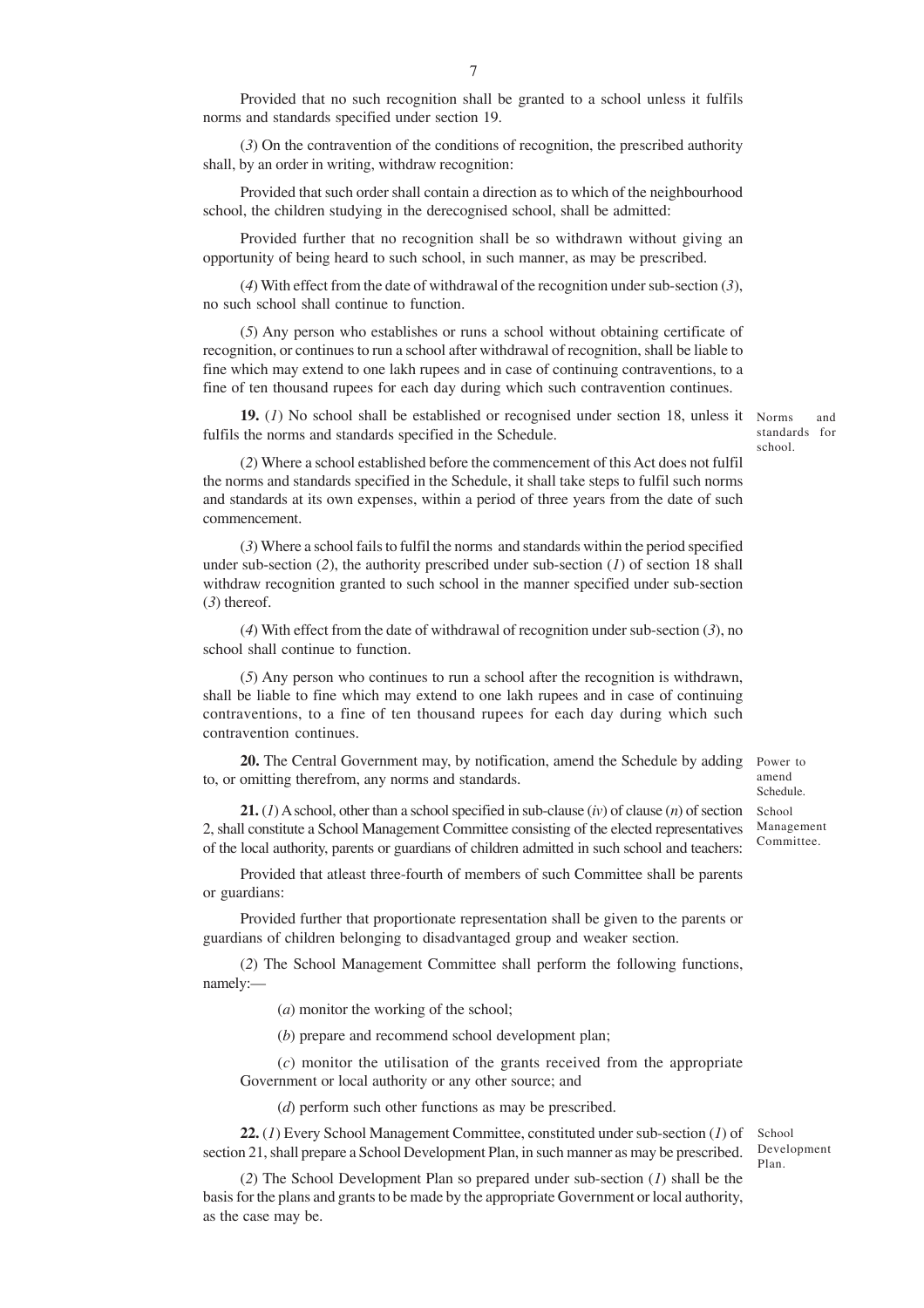Provided that no such recognition shall be granted to a school unless it fulfils norms and standards specified under section 19.

(*3*) On the contravention of the conditions of recognition, the prescribed authority shall, by an order in writing, withdraw recognition:

Provided that such order shall contain a direction as to which of the neighbourhood school, the children studying in the derecognised school, shall be admitted:

Provided further that no recognition shall be so withdrawn without giving an opportunity of being heard to such school, in such manner, as may be prescribed.

(*4*) With effect from the date of withdrawal of the recognition under sub-section (*3*), no such school shall continue to function.

(*5*) Any person who establishes or runs a school without obtaining certificate of recognition, or continues to run a school after withdrawal of recognition, shall be liable to fine which may extend to one lakh rupees and in case of continuing contraventions, to a fine of ten thousand rupees for each day during which such contravention continues.

Norms and standards for school.

**19.** (*1*) No school shall be established or recognised under section 18, unless it fulfils the norms and standards specified in the Schedule.

(*2*) Where a school established before the commencement of this Act does not fulfil the norms and standards specified in the Schedule, it shall take steps to fulfil such norms and standards at its own expenses, within a period of three years from the date of such commencement.

(*3*) Where a school fails to fulfil the norms and standards within the period specified under sub-section (*2*), the authority prescribed under sub-section (*1*) of section 18 shall withdraw recognition granted to such school in the manner specified under sub-section (*3*) thereof.

(*4*) With effect from the date of withdrawal of recognition under sub-section (*3*), no school shall continue to function.

(*5*) Any person who continues to run a school after the recognition is withdrawn, shall be liable to fine which may extend to one lakh rupees and in case of continuing contraventions, to a fine of ten thousand rupees for each day during which such contravention continues.

Power to amend Schedule.

**20.** The Central Government may, by notification, amend the Schedule by adding to, or omitting therefrom, any norms and standards.

School Management Committee.

**21.** (*1*) A school, other than a school specified in sub-clause (*iv*) of clause (*n*) of section 2, shall constitute a School Management Committee consisting of the elected representatives of the local authority, parents or guardians of children admitted in such school and teachers:

Provided that atleast three-fourth of members of such Committee shall be parents or guardians:

Provided further that proportionate representation shall be given to the parents or guardians of children belonging to disadvantaged group and weaker section.

(*2*) The School Management Committee shall perform the following functions, namely:—

(*a*) monitor the working of the school;

(*b*) prepare and recommend school development plan;

(*c*) monitor the utilisation of the grants received from the appropriate Government or local authority or any other source; and

(*d*) perform such other functions as may be prescribed.

School Development Plan.

**22.** (*1*) Every School Management Committee, constituted under sub-section (*1*) of section 21, shall prepare a School Development Plan, in such manner as may be prescribed.

(*2*) The School Development Plan so prepared under sub-section (*1*) shall be the basis for the plans and grants to be made by the appropriate Government or local authority, as the case may be.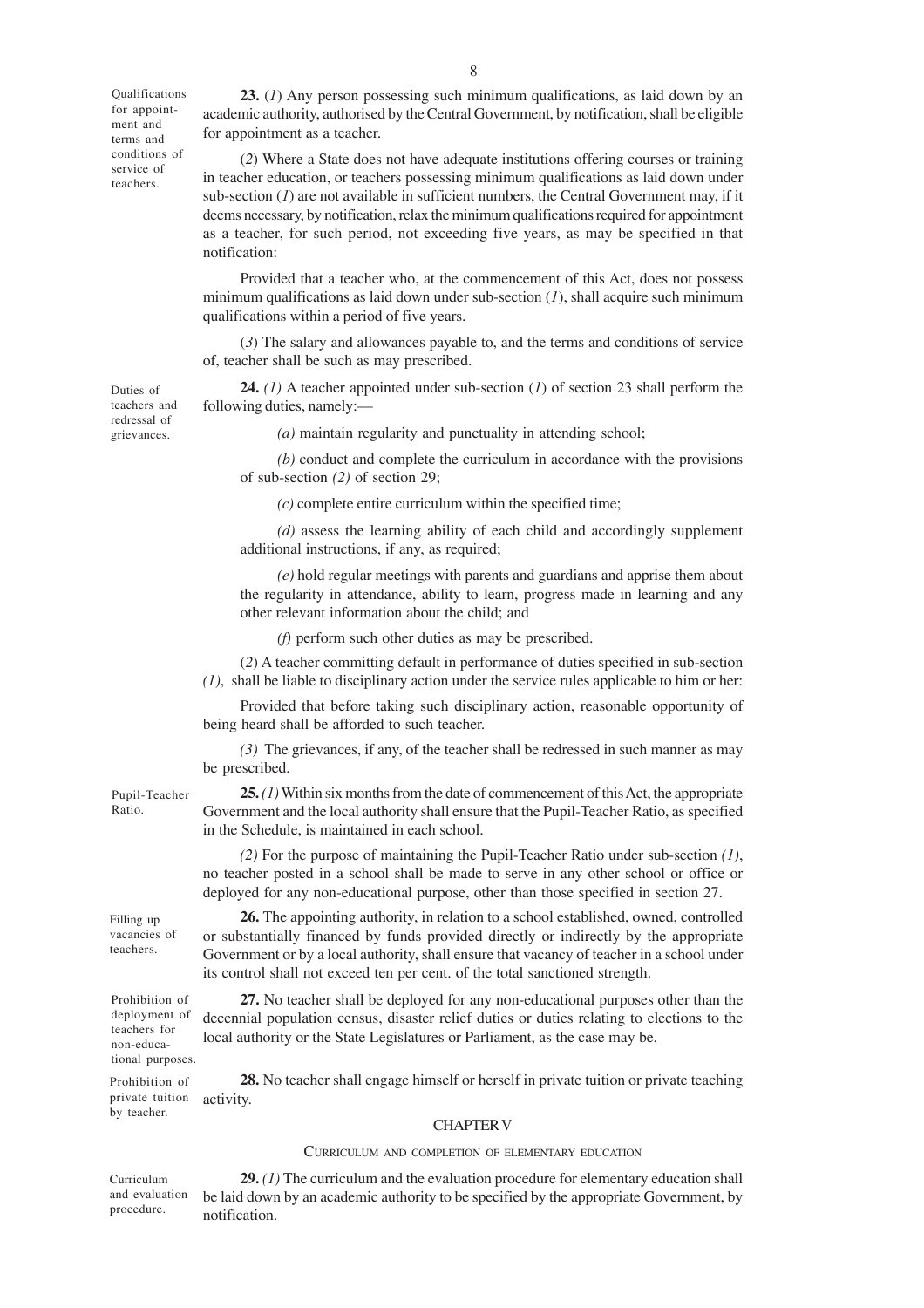**Qualifications for appointment and terms and conditions of service of teachers.**

**23.** (*1*) Any person possessing such minimum qualifications, as laid down by an academic authority, authorised by the Central Government, by notification, shall be eligible for appointment as a teacher.

(*2*) Where a State does not have adequate institutions offering courses or training in teacher education, or teachers possessing minimum qualifications as laid down under sub-section (*1*) are not available in sufficient numbers, the Central Government may, if it deems necessary, by notification, relax the minimum qualifications required for appointment as a teacher, for such period, not exceeding five years, as may be specified in that notification:

Provided that a teacher who, at the commencement of this Act, does not possess minimum qualifications as laid down under sub-section (*1*), shall acquire such minimum qualifications within a period of five years.

(*3*) The salary and allowances payable to, and the terms and conditions of service of, teacher shall be such as may prescribed.

**Duties of teachers and redressal of grievances.**

**24.** *(1)* A teacher appointed under sub-section (*1*) of section 23 shall perform the following duties, namely:—

*(a)* maintain regularity and punctuality in attending school;

*(b)* conduct and complete the curriculum in accordance with the provisions of sub-section *(2)* of section 29;

*(c)* complete entire curriculum within the specified time;

*(d)* assess the learning ability of each child and accordingly supplement additional instructions, if any, as required;

*(e)* hold regular meetings with parents and guardians and apprise them about the regularity in attendance, ability to learn, progress made in learning and any other relevant information about the child; and

*(f)* perform such other duties as may be prescribed.

(*2*) A teacher committing default in performance of duties specified in sub-section *(1)*, shall be liable to disciplinary action under the service rules applicable to him or her:

Provided that before taking such disciplinary action, reasonable opportunity of being heard shall be afforded to such teacher.

*(3)* The grievances, if any, of the teacher shall be redressed in such manner as may be prescribed.

**Pupil-Teacher Ratio.**

**25.** *(1)* Within six months from the date of commencement of this Act, the appropriate Government and the local authority shall ensure that the Pupil-Teacher Ratio, as specified in the Schedule, is maintained in each school.

*(2)* For the purpose of maintaining the Pupil-Teacher Ratio under sub-section *(1)*, no teacher posted in a school shall be made to serve in any other school or office or deployed for any non-educational purpose, other than those specified in section 27.

**Filling up vacancies of teachers.**

**26.** The appointing authority, in relation to a school established, owned, controlled or substantially financed by funds provided directly or indirectly by the appropriate Government or by a local authority, shall ensure that vacancy of teacher in a school under its control shall not exceed ten per cent. of the total sanctioned strength.

**Prohibition of deployment of teachers for non-educational purposes.**

**27.** No teacher shall be deployed for any non-educational purposes other than the decennial population census, disaster relief duties or duties relating to elections to the local authority or the State Legislatures or Parliament, as the case may be.

**Prohibition of private tuition by teacher.**

**28.** No teacher shall engage himself or herself in private tuition or private teaching activity.

## CHAPTER V

### CURRICULUM AND COMPLETION OF ELEMENTARY EDUCATION

**Curriculum and evaluation procedure.**

**29.** *(1)* The curriculum and the evaluation procedure for elementary education shall be laid down by an academic authority to be specified by the appropriate Government, by notification.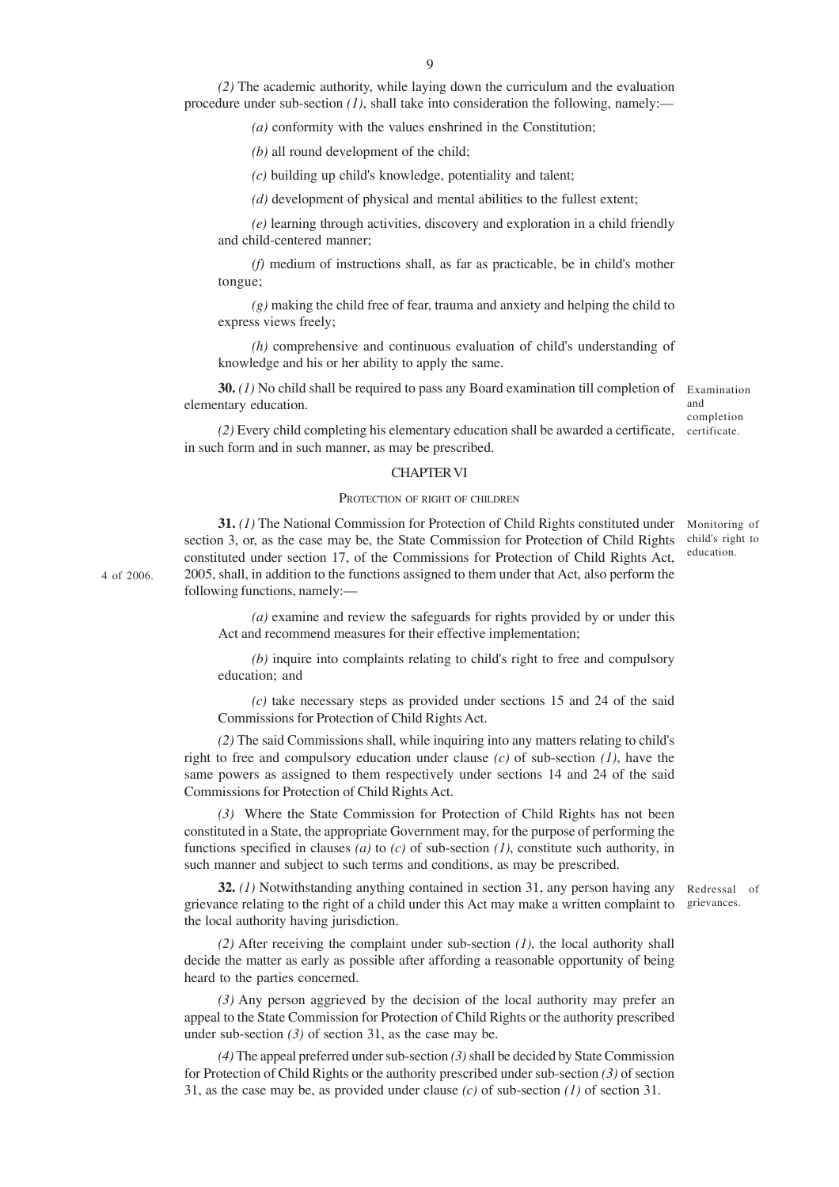*(2)* The academic authority, while laying down the curriculum and the evaluation procedure under sub-section *(1)*, shall take into consideration the following, namely:—

*(a)* conformity with the values enshrined in the Constitution;

*(b)* all round development of the child;

*(c)* building up child's knowledge, potentiality and talent;

*(d)* development of physical and mental abilities to the fullest extent;

*(e)* learning through activities, discovery and exploration in a child friendly and child-centered manner;

*(f)* medium of instructions shall, as far as practicable, be in child's mother tongue;

*(g)* making the child free of fear, trauma and anxiety and helping the child to express views freely;

*(h)* comprehensive and continuous evaluation of child's understanding of knowledge and his or her ability to apply the same.

Examination and completion certificate.

**30.** *(1)* No child shall be required to pass any Board examination till completion of elementary education.

*(2)* Every child completing his elementary education shall be awarded a certificate, in such form and in such manner, as may be prescribed.

## CHAPTER VI

### PROTECTION OF RIGHT OF CHILDREN

Monitoring of child's right to education.

**31.** *(1)* The National Commission for Protection of Child Rights constituted under section 3, or, as the case may be, the State Commission for Protection of Child Rights constituted under section 17, of the Commissions for Protection of Child Rights Act, 2005, shall, in addition to the functions assigned to them under that Act, also perform the following functions, namely:—

4 of 2006.

*(a)* examine and review the safeguards for rights provided by or under this Act and recommend measures for their effective implementation;

*(b)* inquire into complaints relating to child's right to free and compulsory education; and

*(c)* take necessary steps as provided under sections 15 and 24 of the said Commissions for Protection of Child Rights Act.

*(2)* The said Commissions shall, while inquiring into any matters relating to child's right to free and compulsory education under clause *(c)* of sub-section *(1)*, have the same powers as assigned to them respectively under sections 14 and 24 of the said Commissions for Protection of Child Rights Act.

*(3)* Where the State Commission for Protection of Child Rights has not been constituted in a State, the appropriate Government may, for the purpose of performing the functions specified in clauses *(a)* to *(c)* of sub-section *(1)*, constitute such authority, in such manner and subject to such terms and conditions, as may be prescribed.

Redressal of grievances.

**32.** *(1)* Notwithstanding anything contained in section 31, any person having any grievance relating to the right of a child under this Act may make a written complaint to the local authority having jurisdiction.

*(2)* After receiving the complaint under sub-section *(1)*, the local authority shall decide the matter as early as possible after affording a reasonable opportunity of being heard to the parties concerned.

*(3)* Any person aggrieved by the decision of the local authority may prefer an appeal to the State Commission for Protection of Child Rights or the authority prescribed under sub-section *(3)* of section 31, as the case may be.

*(4)* The appeal preferred under sub-section *(3)* shall be decided by State Commission for Protection of Child Rights or the authority prescribed under sub-section *(3)* of section 31, as the case may be, as provided under clause *(c)* of sub-section *(1)* of section 31.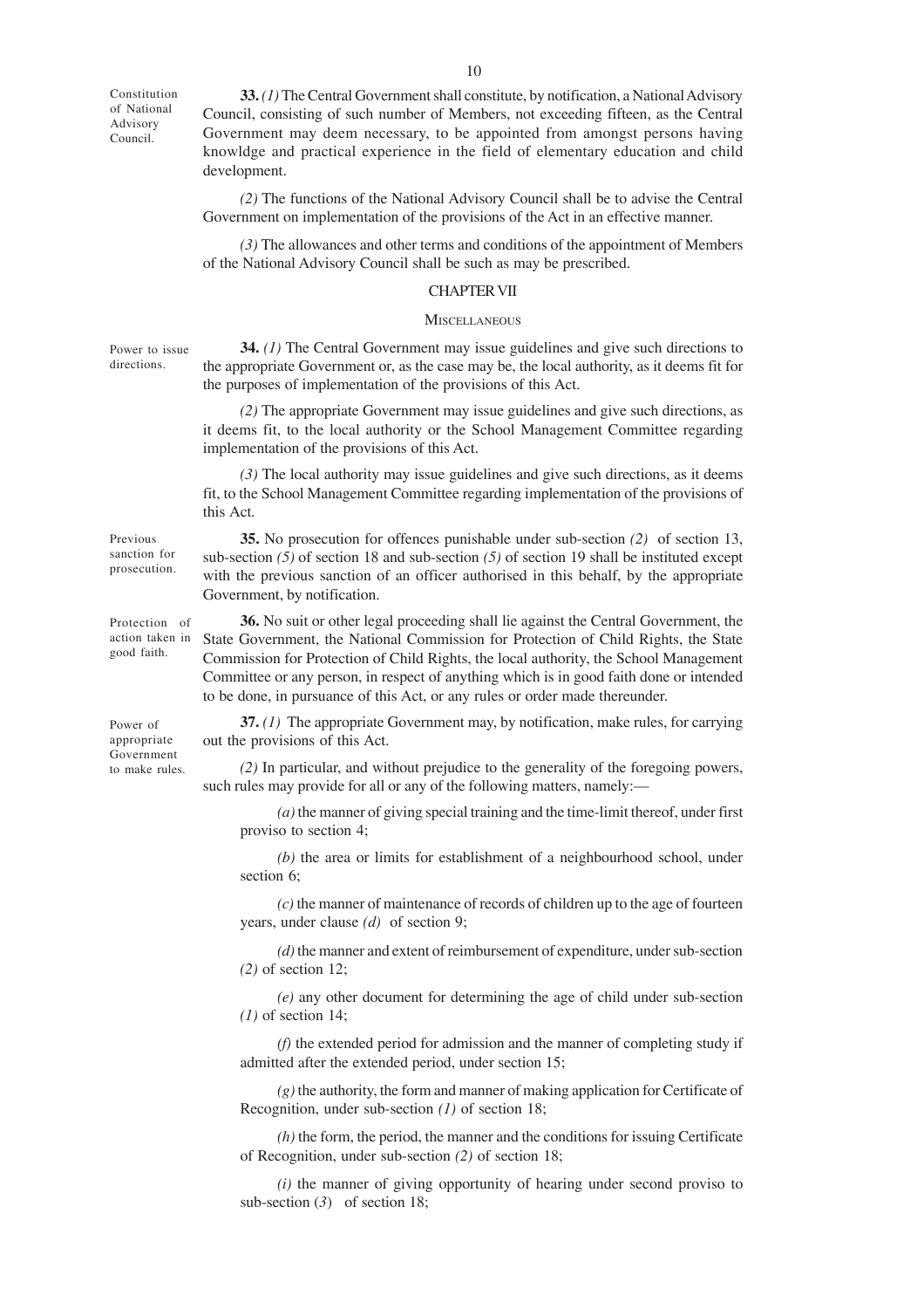Constitution of National Advisory Council.

**33.** *(1)* The Central Government shall constitute, by notification, a National Advisory Council, consisting of such number of Members, not exceeding fifteen, as the Central Government may deem necessary, to be appointed from amongst persons having knowldge and practical experience in the field of elementary education and child development.

*(2)* The functions of the National Advisory Council shall be to advise the Central Government on implementation of the provisions of the Act in an effective manner.

*(3)* The allowances and other terms and conditions of the appointment of Members of the National Advisory Council shall be such as may be prescribed.

## CHAPTER VII

### MISCELLANEOUS

Power to issue directions.

**34.** *(1)* The Central Government may issue guidelines and give such directions to the appropriate Government or, as the case may be, the local authority, as it deems fit for the purposes of implementation of the provisions of this Act.

*(2)* The appropriate Government may issue guidelines and give such directions, as it deems fit, to the local authority or the School Management Committee regarding implementation of the provisions of this Act.

*(3)* The local authority may issue guidelines and give such directions, as it deems fit, to the School Management Committee regarding implementation of the provisions of this Act.

Previous sanction for prosecution.

**35.** No prosecution for offences punishable under sub-section *(2)* of section 13, sub-section *(5)* of section 18 and sub-section *(5)* of section 19 shall be instituted except with the previous sanction of an officer authorised in this behalf, by the appropriate Government, by notification.

Protection of action taken in good faith.

**36.** No suit or other legal proceeding shall lie against the Central Government, the State Government, the National Commission for Protection of Child Rights, the State Commission for Protection of Child Rights, the local authority, the School Management Committee or any person, in respect of anything which is in good faith done or intended to be done, in pursuance of this Act, or any rules or order made thereunder.

Power of appropriate Government to make rules.

**37.** *(1)* The appropriate Government may, by notification, make rules, for carrying out the provisions of this Act.

*(2)* In particular, and without prejudice to the generality of the foregoing powers, such rules may provide for all or any of the following matters, namely:—

*(a)* the manner of giving special training and the time-limit thereof, under first proviso to section 4;

*(b)* the area or limits for establishment of a neighbourhood school, under section 6;

*(c)* the manner of maintenance of records of children up to the age of fourteen years, under clause *(d)* of section 9;

*(d)* the manner and extent of reimbursement of expenditure, under sub-section *(2)* of section 12;

*(e)* any other document for determining the age of child under sub-section *(1)* of section 14;

*(f)* the extended period for admission and the manner of completing study if admitted after the extended period, under section 15;

*(g)* the authority, the form and manner of making application for Certificate of Recognition, under sub-section *(1)* of section 18;

*(h)* the form, the period, the manner and the conditions for issuing Certificate of Recognition, under sub-section *(2)* of section 18;

*(i)* the manner of giving opportunity of hearing under second proviso to sub-section (*3*) of section 18;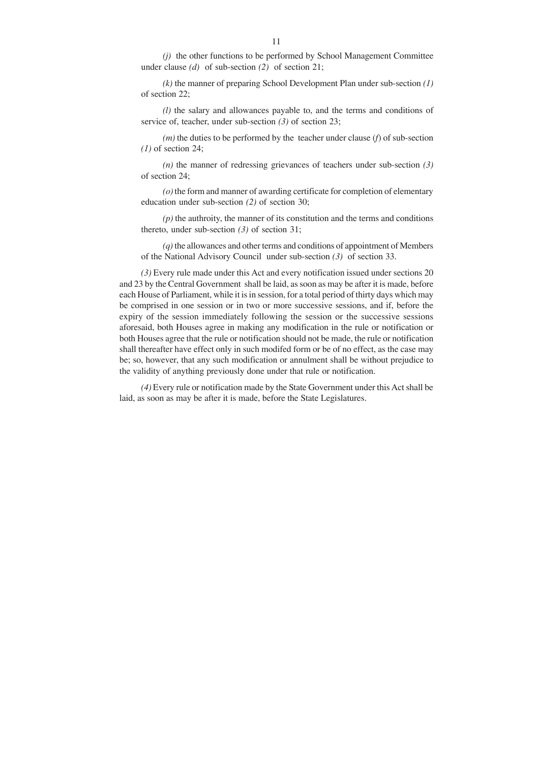*(j)* the other functions to be performed by School Management Committee under clause *(d)* of sub-section *(2)* of section 21;

*(k)* the manner of preparing School Development Plan under sub-section *(1)* of section 22;

*(l)* the salary and allowances payable to, and the terms and conditions of service of, teacher, under sub-section *(3)* of section 23;

*(m)* the duties to be performed by the teacher under clause (*f*) of sub-section *(1)* of section 24;

*(n)* the manner of redressing grievances of teachers under sub-section *(3)* of section 24;

*(o)* the form and manner of awarding certificate for completion of elementary education under sub-section *(2)* of section 30;

*(p)* the authroity, the manner of its constitution and the terms and conditions thereto, under sub-section *(3)* of section 31;

*(q)* the allowances and other terms and conditions of appointment of Members of the National Advisory Council under sub-section *(3)* of section 33.

*(3)* Every rule made under this Act and every notification issued under sections 20 and 23 by the Central Government shall be laid, as soon as may be after it is made, before each House of Parliament, while it is in session, for a total period of thirty days which may be comprised in one session or in two or more successive sessions, and if, before the expiry of the session immediately following the session or the successive sessions aforesaid, both Houses agree in making any modification in the rule or notification or both Houses agree that the rule or notification should not be made, the rule or notification shall thereafter have effect only in such modifed form or be of no effect, as the case may be; so, however, that any such modification or annulment shall be without prejudice to the validity of anything previously done under that rule or notification.

*(4)* Every rule or notification made by the State Government under this Act shall be laid, as soon as may be after it is made, before the State Legislatures.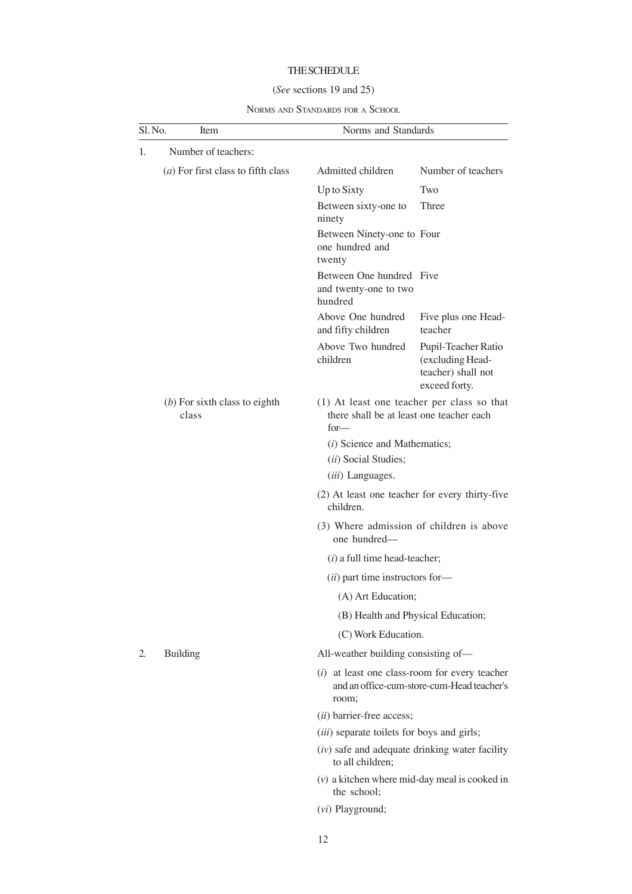# THE SCHEDULE

(*See* sections 19 and 25)

NORMS AND STANDARDS FOR A SCHOOL

| Sl. No. | Item | Norms and Standards | |
|---|---|---|---|
| 1. | Number of teachers: | | |
| | (*a*) For first class to fifth class | Admitted children | Number of teachers |
| | | Up to Sixty | Two |
| | | Between sixty-one to ninety | Three |
| | | Between Ninety-one to one hundred and twenty | Four |
| | | Between One hundred and twenty-one to two hundred | Five |
| | | Above One hundred and fifty children | Five plus one Head-teacher |
| | | Above Two hundred children | Pupil-Teacher Ratio (excluding Head-teacher) shall not exceed forty. |
| | (*b*) For sixth class to eighth class | (1) At least one teacher per class so that there shall be at least one teacher each for— (*i*) Science and Mathematics; (*ii*) Social Studies; (*iii*) Languages. | |
| | | (2) At least one teacher for every thirty-five children. | |
| | | (3) Where admission of children is above one hundred— (*i*) a full time head-teacher; (*ii*) part time instructors for— (A) Art Education; (B) Health and Physical Education; (C) Work Education. | |
| 2. | Building | All-weather building consisting of— | |
| | | (*i*) at least one class-room for every teacher and an office-cum-store-cum-Head teacher's room; | |
| | | (*ii*) barrier-free access; | |
| | | (*iii*) separate toilets for boys and girls; | |
| | | (*iv*) safe and adequate drinking water facility to all children; | |
| | | (*v*) a kitchen where mid-day meal is cooked in the school; | |
| | | (*vi*) Playground; | |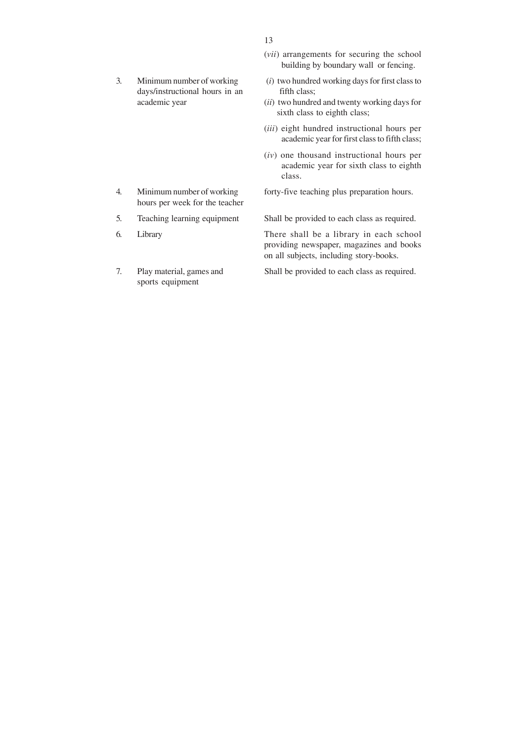| | | |
|---|---|---|
| | | (*vii*) arrangements for securing the school building by boundary wall or fencing. |
| 3. | Minimum number of working days/instructional hours in an academic year | (*i*) two hundred working days for first class to fifth class;<br>(*ii*) two hundred and twenty working days for sixth class to eighth class;<br>(*iii*) eight hundred instructional hours per academic year for first class to fifth class;<br>(*iv*) one thousand instructional hours per academic year for sixth class to eighth class. |
| 4. | Minimum number of working hours per week for the teacher | forty-five teaching plus preparation hours. |
| 5. | Teaching learning equipment | Shall be provided to each class as required. |
| 6. | Library | There shall be a library in each school providing newspaper, magazines and books on all subjects, including story-books. |
| 7. | Play material, games and sports equipment | Shall be provided to each class as required. |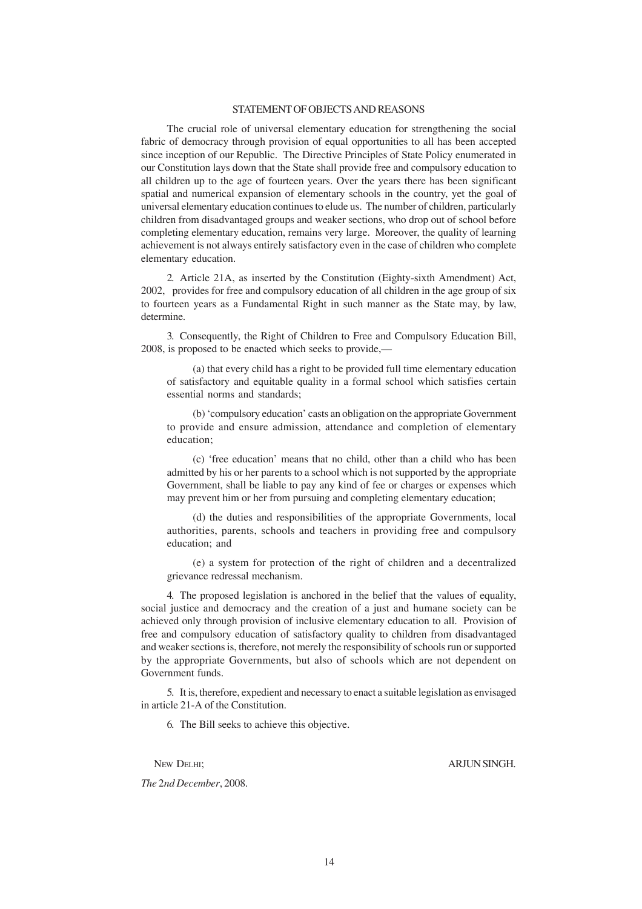## STATEMENT OF OBJECTS AND REASONS

The crucial role of universal elementary education for strengthening the social fabric of democracy through provision of equal opportunities to all has been accepted since inception of our Republic. The Directive Principles of State Policy enumerated in our Constitution lays down that the State shall provide free and compulsory education to all children up to the age of fourteen years. Over the years there has been significant spatial and numerical expansion of elementary schools in the country, yet the goal of universal elementary education continues to elude us. The number of children, particularly children from disadvantaged groups and weaker sections, who drop out of school before completing elementary education, remains very large. Moreover, the quality of learning achievement is not always entirely satisfactory even in the case of children who complete elementary education.

2. Article 21A, as inserted by the Constitution (Eighty-sixth Amendment) Act, 2002, provides for free and compulsory education of all children in the age group of six to fourteen years as a Fundamental Right in such manner as the State may, by law, determine.

3. Consequently, the Right of Children to Free and Compulsory Education Bill, 2008, is proposed to be enacted which seeks to provide,—

(a) that every child has a right to be provided full time elementary education of satisfactory and equitable quality in a formal school which satisfies certain essential norms and standards;

(b) 'compulsory education' casts an obligation on the appropriate Government to provide and ensure admission, attendance and completion of elementary education;

(c) 'free education' means that no child, other than a child who has been admitted by his or her parents to a school which is not supported by the appropriate Government, shall be liable to pay any kind of fee or charges or expenses which may prevent him or her from pursuing and completing elementary education;

(d) the duties and responsibilities of the appropriate Governments, local authorities, parents, schools and teachers in providing free and compulsory education; and

(e) a system for protection of the right of children and a decentralized grievance redressal mechanism.

4. The proposed legislation is anchored in the belief that the values of equality, social justice and democracy and the creation of a just and humane society can be achieved only through provision of inclusive elementary education to all. Provision of free and compulsory education of satisfactory quality to children from disadvantaged and weaker sections is, therefore, not merely the responsibility of schools run or supported by the appropriate Governments, but also of schools which are not dependent on Government funds.

5. It is, therefore, expedient and necessary to enact a suitable legislation as envisaged in article 21-A of the Constitution.

6. The Bill seeks to achieve this objective.

NEW DELHI; ARJUN SINGH.

*The* 2*nd December*, 2008.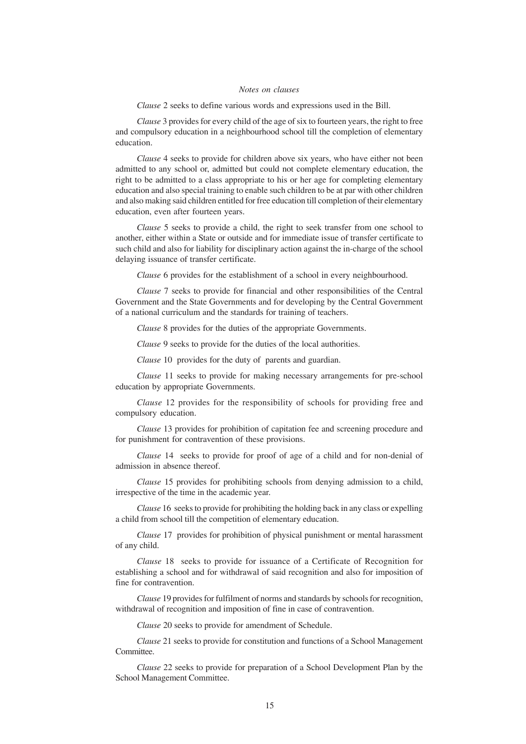*Notes on clauses*

*Clause* 2 seeks to define various words and expressions used in the Bill.

*Clause* 3 provides for every child of the age of six to fourteen years, the right to free and compulsory education in a neighbourhood school till the completion of elementary education.

*Clause* 4 seeks to provide for children above six years, who have either not been admitted to any school or, admitted but could not complete elementary education, the right to be admitted to a class appropriate to his or her age for completing elementary education and also special training to enable such children to be at par with other children and also making said children entitled for free education till completion of their elementary education, even after fourteen years.

*Clause* 5 seeks to provide a child, the right to seek transfer from one school to another, either within a State or outside and for immediate issue of transfer certificate to such child and also for liability for disciplinary action against the in-charge of the school delaying issuance of transfer certificate.

*Clause* 6 provides for the establishment of a school in every neighbourhood.

*Clause* 7 seeks to provide for financial and other responsibilities of the Central Government and the State Governments and for developing by the Central Government of a national curriculum and the standards for training of teachers.

*Clause* 8 provides for the duties of the appropriate Governments.

*Clause* 9 seeks to provide for the duties of the local authorities.

*Clause* 10 provides for the duty of parents and guardian.

*Clause* 11 seeks to provide for making necessary arrangements for pre-school education by appropriate Governments.

*Clause* 12 provides for the responsibility of schools for providing free and compulsory education.

*Clause* 13 provides for prohibition of capitation fee and screening procedure and for punishment for contravention of these provisions.

*Clause* 14 seeks to provide for proof of age of a child and for non-denial of admission in absence thereof.

*Clause* 15 provides for prohibiting schools from denying admission to a child, irrespective of the time in the academic year.

*Clause* 16 seeks to provide for prohibiting the holding back in any class or expelling a child from school till the competition of elementary education.

*Clause* 17 provides for prohibition of physical punishment or mental harassment of any child.

*Clause* 18 seeks to provide for issuance of a Certificate of Recognition for establishing a school and for withdrawal of said recognition and also for imposition of fine for contravention.

*Clause* 19 provides for fulfilment of norms and standards by schools for recognition, withdrawal of recognition and imposition of fine in case of contravention.

*Clause* 20 seeks to provide for amendment of Schedule.

*Clause* 21 seeks to provide for constitution and functions of a School Management Committee.

*Clause* 22 seeks to provide for preparation of a School Development Plan by the School Management Committee.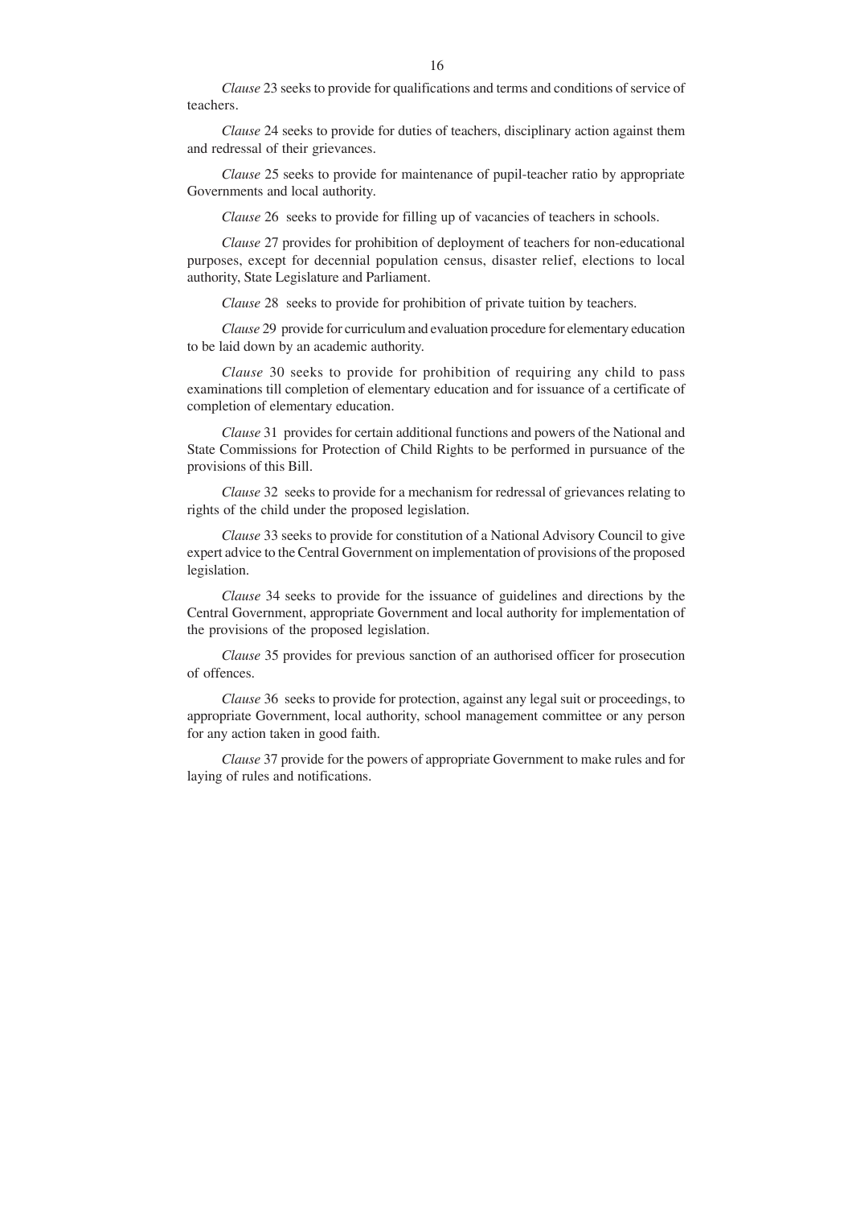*Clause* 23 seeks to provide for qualifications and terms and conditions of service of teachers.

*Clause* 24 seeks to provide for duties of teachers, disciplinary action against them and redressal of their grievances.

*Clause* 25 seeks to provide for maintenance of pupil-teacher ratio by appropriate Governments and local authority.

*Clause* 26 seeks to provide for filling up of vacancies of teachers in schools.

*Clause* 27 provides for prohibition of deployment of teachers for non-educational purposes, except for decennial population census, disaster relief, elections to local authority, State Legislature and Parliament.

*Clause* 28 seeks to provide for prohibition of private tuition by teachers.

*Clause* 29 provide for curriculum and evaluation procedure for elementary education to be laid down by an academic authority.

*Clause* 30 seeks to provide for prohibition of requiring any child to pass examinations till completion of elementary education and for issuance of a certificate of completion of elementary education.

*Clause* 31 provides for certain additional functions and powers of the National and State Commissions for Protection of Child Rights to be performed in pursuance of the provisions of this Bill.

*Clause* 32 seeks to provide for a mechanism for redressal of grievances relating to rights of the child under the proposed legislation.

*Clause* 33 seeks to provide for constitution of a National Advisory Council to give expert advice to the Central Government on implementation of provisions of the proposed legislation.

*Clause* 34 seeks to provide for the issuance of guidelines and directions by the Central Government, appropriate Government and local authority for implementation of the provisions of the proposed legislation.

*Clause* 35 provides for previous sanction of an authorised officer for prosecution of offences.

*Clause* 36 seeks to provide for protection, against any legal suit or proceedings, to appropriate Government, local authority, school management committee or any person for any action taken in good faith.

*Clause* 37 provide for the powers of appropriate Government to make rules and for laying of rules and notifications.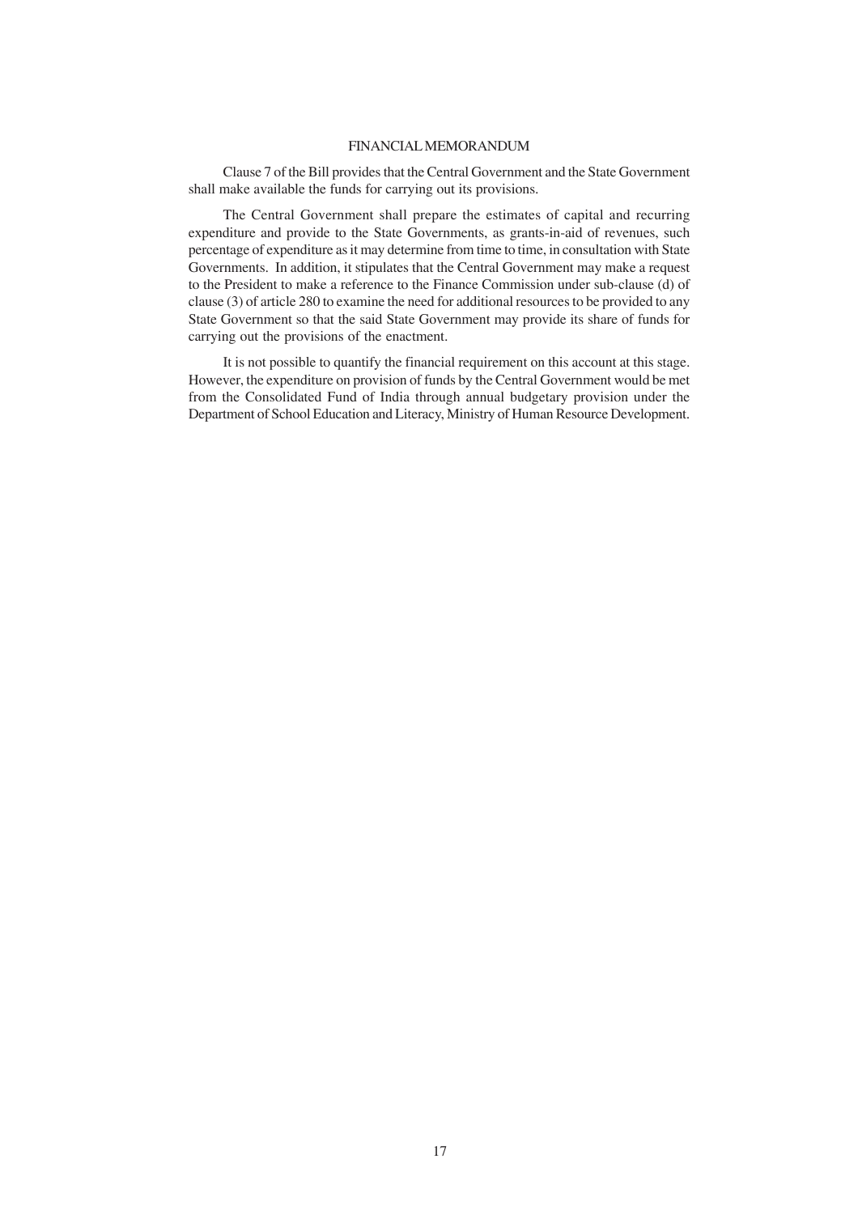# FINANCIAL MEMORANDUM

Clause 7 of the Bill provides that the Central Government and the State Government shall make available the funds for carrying out its provisions.

The Central Government shall prepare the estimates of capital and recurring expenditure and provide to the State Governments, as grants-in-aid of revenues, such percentage of expenditure as it may determine from time to time, in consultation with State Governments. In addition, it stipulates that the Central Government may make a request to the President to make a reference to the Finance Commission under sub-clause (d) of clause (3) of article 280 to examine the need for additional resources to be provided to any State Government so that the said State Government may provide its share of funds for carrying out the provisions of the enactment.

It is not possible to quantify the financial requirement on this account at this stage. However, the expenditure on provision of funds by the Central Government would be met from the Consolidated Fund of India through annual budgetary provision under the Department of School Education and Literacy, Ministry of Human Resource Development.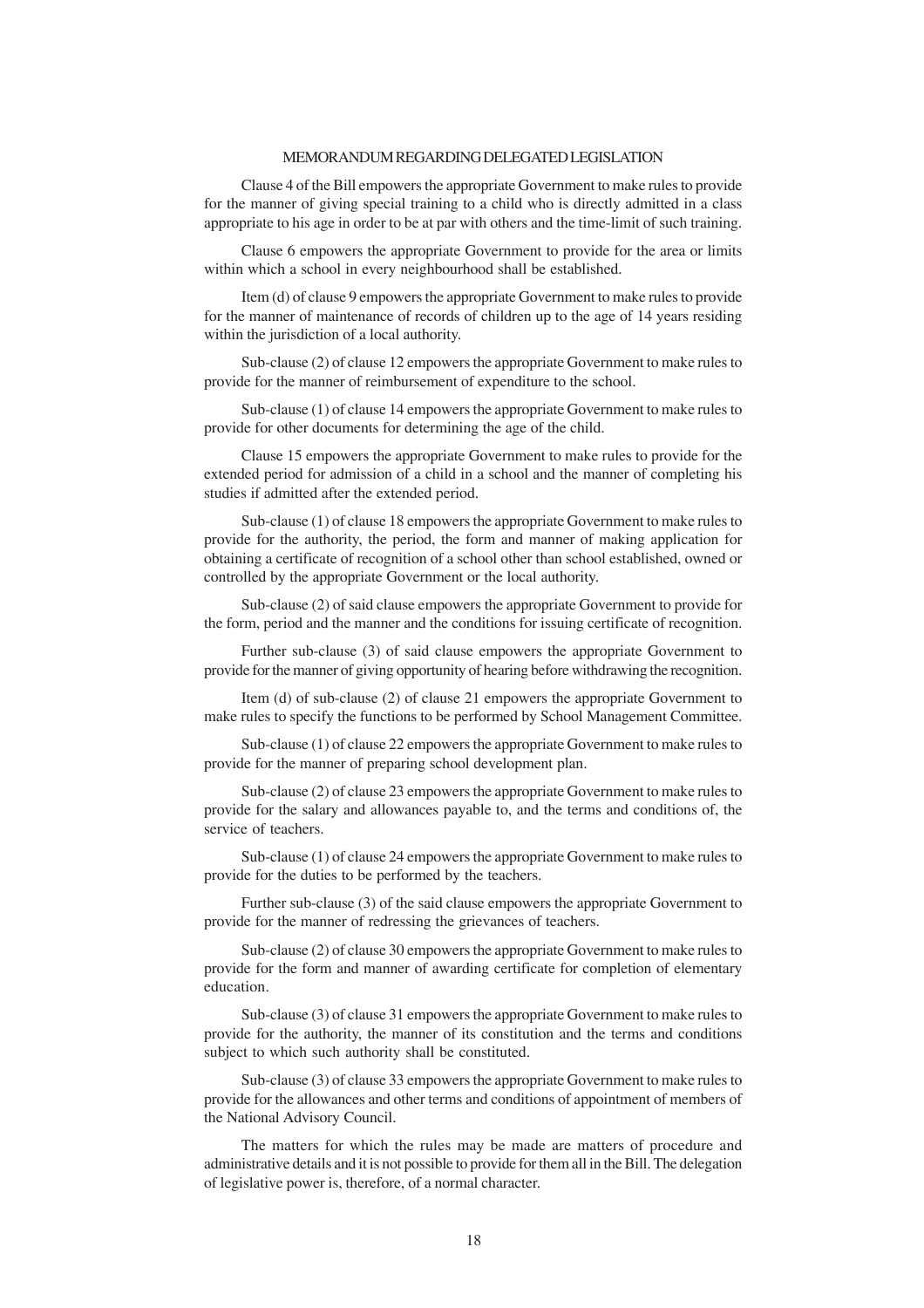## MEMORANDUM REGARDING DELEGATED LEGISLATION

Clause 4 of the Bill empowers the appropriate Government to make rules to provide for the manner of giving special training to a child who is directly admitted in a class appropriate to his age in order to be at par with others and the time-limit of such training.

Clause 6 empowers the appropriate Government to provide for the area or limits within which a school in every neighbourhood shall be established.

Item (d) of clause 9 empowers the appropriate Government to make rules to provide for the manner of maintenance of records of children up to the age of 14 years residing within the jurisdiction of a local authority.

Sub-clause (2) of clause 12 empowers the appropriate Government to make rules to provide for the manner of reimbursement of expenditure to the school.

Sub-clause (1) of clause 14 empowers the appropriate Government to make rules to provide for other documents for determining the age of the child.

Clause 15 empowers the appropriate Government to make rules to provide for the extended period for admission of a child in a school and the manner of completing his studies if admitted after the extended period.

Sub-clause (1) of clause 18 empowers the appropriate Government to make rules to provide for the authority, the period, the form and manner of making application for obtaining a certificate of recognition of a school other than school established, owned or controlled by the appropriate Government or the local authority.

Sub-clause (2) of said clause empowers the appropriate Government to provide for the form, period and the manner and the conditions for issuing certificate of recognition.

Further sub-clause (3) of said clause empowers the appropriate Government to provide for the manner of giving opportunity of hearing before withdrawing the recognition.

Item (d) of sub-clause (2) of clause 21 empowers the appropriate Government to make rules to specify the functions to be performed by School Management Committee.

Sub-clause (1) of clause 22 empowers the appropriate Government to make rules to provide for the manner of preparing school development plan.

Sub-clause (2) of clause 23 empowers the appropriate Government to make rules to provide for the salary and allowances payable to, and the terms and conditions of, the service of teachers.

Sub-clause (1) of clause 24 empowers the appropriate Government to make rules to provide for the duties to be performed by the teachers.

Further sub-clause (3) of the said clause empowers the appropriate Government to provide for the manner of redressing the grievances of teachers.

Sub-clause (2) of clause 30 empowers the appropriate Government to make rules to provide for the form and manner of awarding certificate for completion of elementary education.

Sub-clause (3) of clause 31 empowers the appropriate Government to make rules to provide for the authority, the manner of its constitution and the terms and conditions subject to which such authority shall be constituted.

Sub-clause (3) of clause 33 empowers the appropriate Government to make rules to provide for the allowances and other terms and conditions of appointment of members of the National Advisory Council.

The matters for which the rules may be made are matters of procedure and administrative details and it is not possible to provide for them all in the Bill. The delegation of legislative power is, therefore, of a normal character.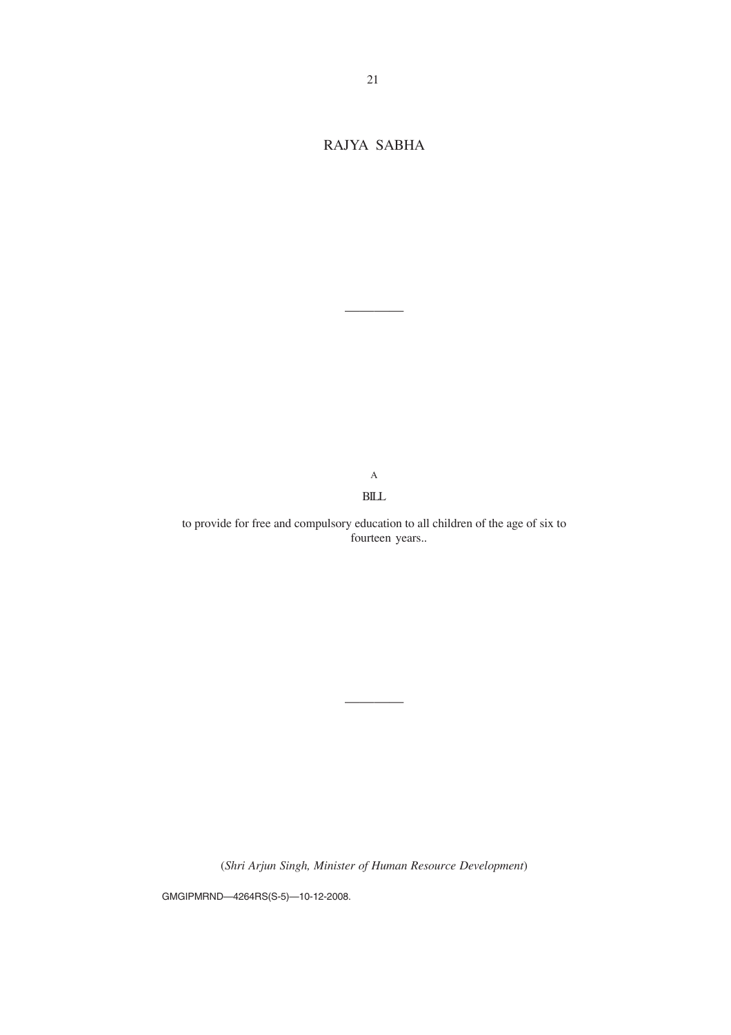# RAJYA SABHA

---

A

BILL

to provide for free and compulsory education to all children of the age of six to fourteen years..

---

(*Shri Arjun Singh, Minister of Human Resource Development*)

GMGIPMRND—4264RS(S-5)—10-12-2008.